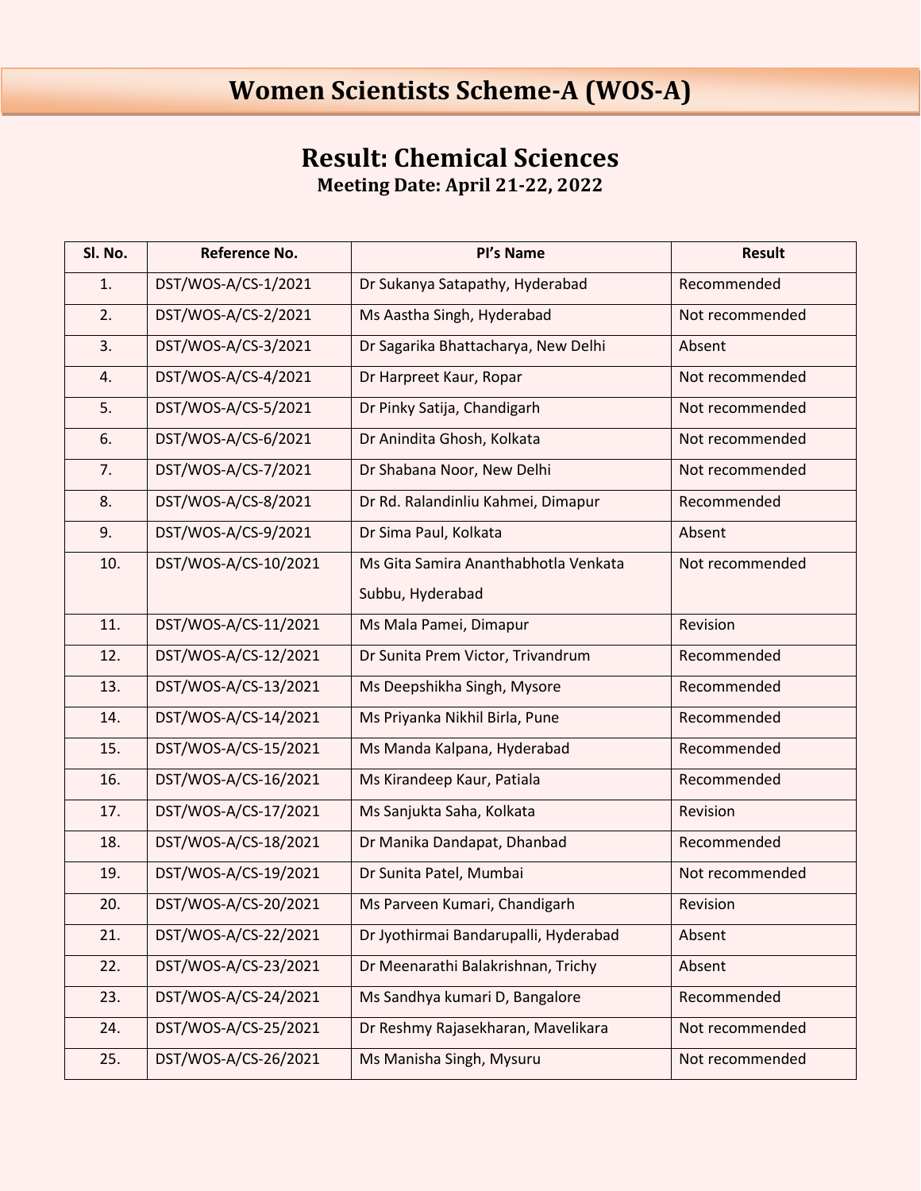# Women Scientists Scheme-A (WOS-A)

## Result: Chemical Sciences

### Meeting Date: April 21-22, 2022

| Sl. No. | Reference No. | PI's Name | Result |
|---|---|---|---|
| 1. | DST/WOS-A/CS-1/2021 | Dr Sukanya Satapathy, Hyderabad | Recommended |
| 2. | DST/WOS-A/CS-2/2021 | Ms Aastha Singh, Hyderabad | Not recommended |
| 3. | DST/WOS-A/CS-3/2021 | Dr Sagarika Bhattacharya, New Delhi | Absent |
| 4. | DST/WOS-A/CS-4/2021 | Dr Harpreet Kaur, Ropar | Not recommended |
| 5. | DST/WOS-A/CS-5/2021 | Dr Pinky Satija, Chandigarh | Not recommended |
| 6. | DST/WOS-A/CS-6/2021 | Dr Anindita Ghosh, Kolkata | Not recommended |
| 7. | DST/WOS-A/CS-7/2021 | Dr Shabana Noor, New Delhi | Not recommended |
| 8. | DST/WOS-A/CS-8/2021 | Dr Rd. Ralandinliu Kahmei, Dimapur | Recommended |
| 9. | DST/WOS-A/CS-9/2021 | Dr Sima Paul, Kolkata | Absent |
| 10. | DST/WOS-A/CS-10/2021 | Ms Gita Samira Ananthabhotla Venkata Subbu, Hyderabad | Not recommended |
| 11. | DST/WOS-A/CS-11/2021 | Ms Mala Pamei, Dimapur | Revision |
| 12. | DST/WOS-A/CS-12/2021 | Dr Sunita Prem Victor, Trivandrum | Recommended |
| 13. | DST/WOS-A/CS-13/2021 | Ms Deepshikha Singh, Mysore | Recommended |
| 14. | DST/WOS-A/CS-14/2021 | Ms Priyanka Nikhil Birla, Pune | Recommended |
| 15. | DST/WOS-A/CS-15/2021 | Ms Manda Kalpana, Hyderabad | Recommended |
| 16. | DST/WOS-A/CS-16/2021 | Ms Kirandeep Kaur, Patiala | Recommended |
| 17. | DST/WOS-A/CS-17/2021 | Ms Sanjukta Saha, Kolkata | Revision |
| 18. | DST/WOS-A/CS-18/2021 | Dr Manika Dandapat, Dhanbad | Recommended |
| 19. | DST/WOS-A/CS-19/2021 | Dr Sunita Patel, Mumbai | Not recommended |
| 20. | DST/WOS-A/CS-20/2021 | Ms Parveen Kumari, Chandigarh | Revision |
| 21. | DST/WOS-A/CS-22/2021 | Dr Jyothirmai Bandarupalli, Hyderabad | Absent |
| 22. | DST/WOS-A/CS-23/2021 | Dr Meenarathi Balakrishnan, Trichy | Absent |
| 23. | DST/WOS-A/CS-24/2021 | Ms Sandhya kumari D, Bangalore | Recommended |
| 24. | DST/WOS-A/CS-25/2021 | Dr Reshmy Rajasekharan, Mavelikara | Not recommended |
| 25. | DST/WOS-A/CS-26/2021 | Ms Manisha Singh, Mysuru | Not recommended |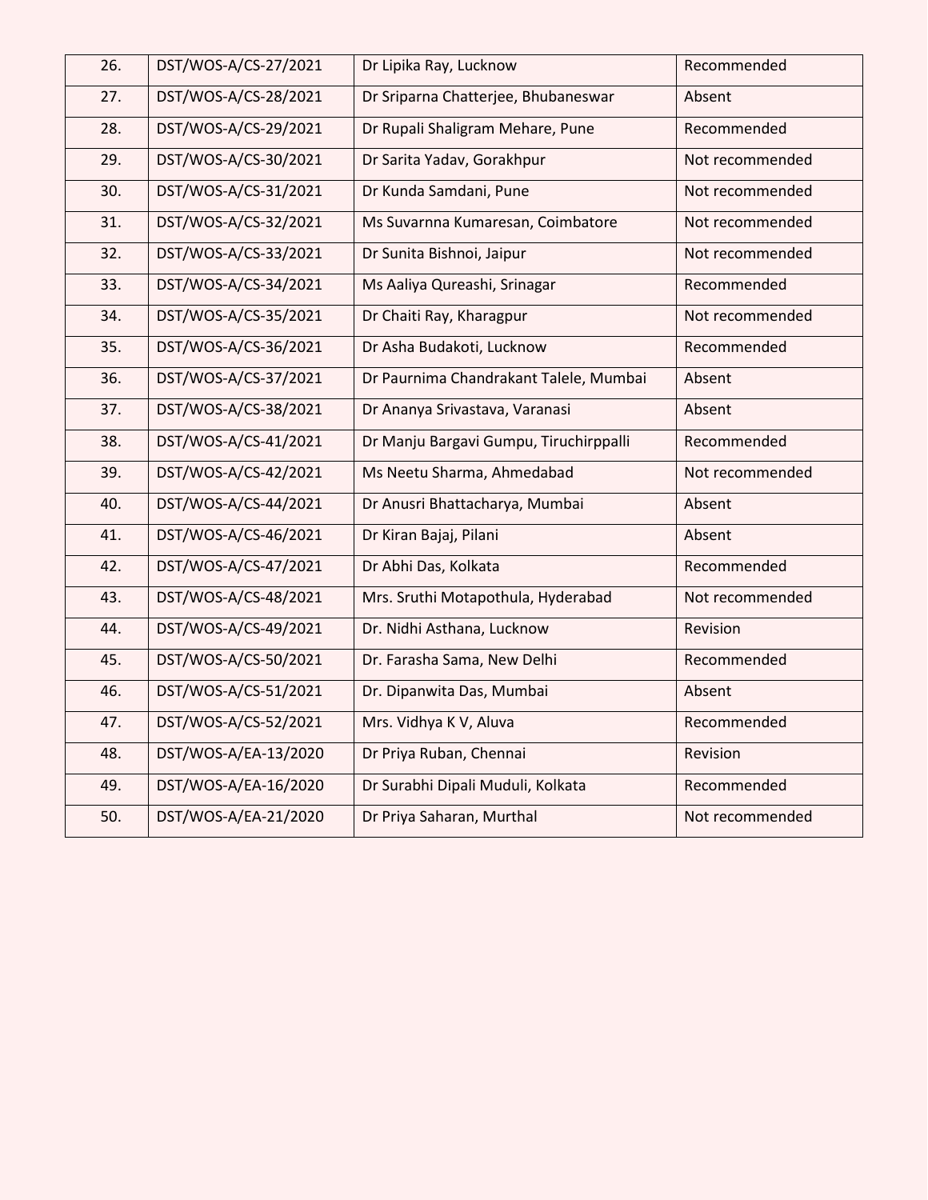| | | | |
|---|---|---|---|
| 26. | DST/WOS-A/CS-27/2021 | Dr Lipika Ray, Lucknow | Recommended |
| 27. | DST/WOS-A/CS-28/2021 | Dr Sriparna Chatterjee, Bhubaneswar | Absent |
| 28. | DST/WOS-A/CS-29/2021 | Dr Rupali Shaligram Mehare, Pune | Recommended |
| 29. | DST/WOS-A/CS-30/2021 | Dr Sarita Yadav, Gorakhpur | Not recommended |
| 30. | DST/WOS-A/CS-31/2021 | Dr Kunda Samdani, Pune | Not recommended |
| 31. | DST/WOS-A/CS-32/2021 | Ms Suvarnna Kumaresan, Coimbatore | Not recommended |
| 32. | DST/WOS-A/CS-33/2021 | Dr Sunita Bishnoi, Jaipur | Not recommended |
| 33. | DST/WOS-A/CS-34/2021 | Ms Aaliya Qureashi, Srinagar | Recommended |
| 34. | DST/WOS-A/CS-35/2021 | Dr Chaiti Ray, Kharagpur | Not recommended |
| 35. | DST/WOS-A/CS-36/2021 | Dr Asha Budakoti, Lucknow | Recommended |
| 36. | DST/WOS-A/CS-37/2021 | Dr Paurnima Chandrakant Talele, Mumbai | Absent |
| 37. | DST/WOS-A/CS-38/2021 | Dr Ananya Srivastava, Varanasi | Absent |
| 38. | DST/WOS-A/CS-41/2021 | Dr Manju Bargavi Gumpu, Tiruchirppalli | Recommended |
| 39. | DST/WOS-A/CS-42/2021 | Ms Neetu Sharma, Ahmedabad | Not recommended |
| 40. | DST/WOS-A/CS-44/2021 | Dr Anusri Bhattacharya, Mumbai | Absent |
| 41. | DST/WOS-A/CS-46/2021 | Dr Kiran Bajaj, Pilani | Absent |
| 42. | DST/WOS-A/CS-47/2021 | Dr Abhi Das, Kolkata | Recommended |
| 43. | DST/WOS-A/CS-48/2021 | Mrs. Sruthi Motapothula, Hyderabad | Not recommended |
| 44. | DST/WOS-A/CS-49/2021 | Dr. Nidhi Asthana, Lucknow | Revision |
| 45. | DST/WOS-A/CS-50/2021 | Dr. Farasha Sama, New Delhi | Recommended |
| 46. | DST/WOS-A/CS-51/2021 | Dr. Dipanwita Das, Mumbai | Absent |
| 47. | DST/WOS-A/CS-52/2021 | Mrs. Vidhya K V, Aluva | Recommended |
| 48. | DST/WOS-A/EA-13/2020 | Dr Priya Ruban, Chennai | Revision |
| 49. | DST/WOS-A/EA-16/2020 | Dr Surabhi Dipali Muduli, Kolkata | Recommended |
| 50. | DST/WOS-A/EA-21/2020 | Dr Priya Saharan, Murthal | Not recommended |